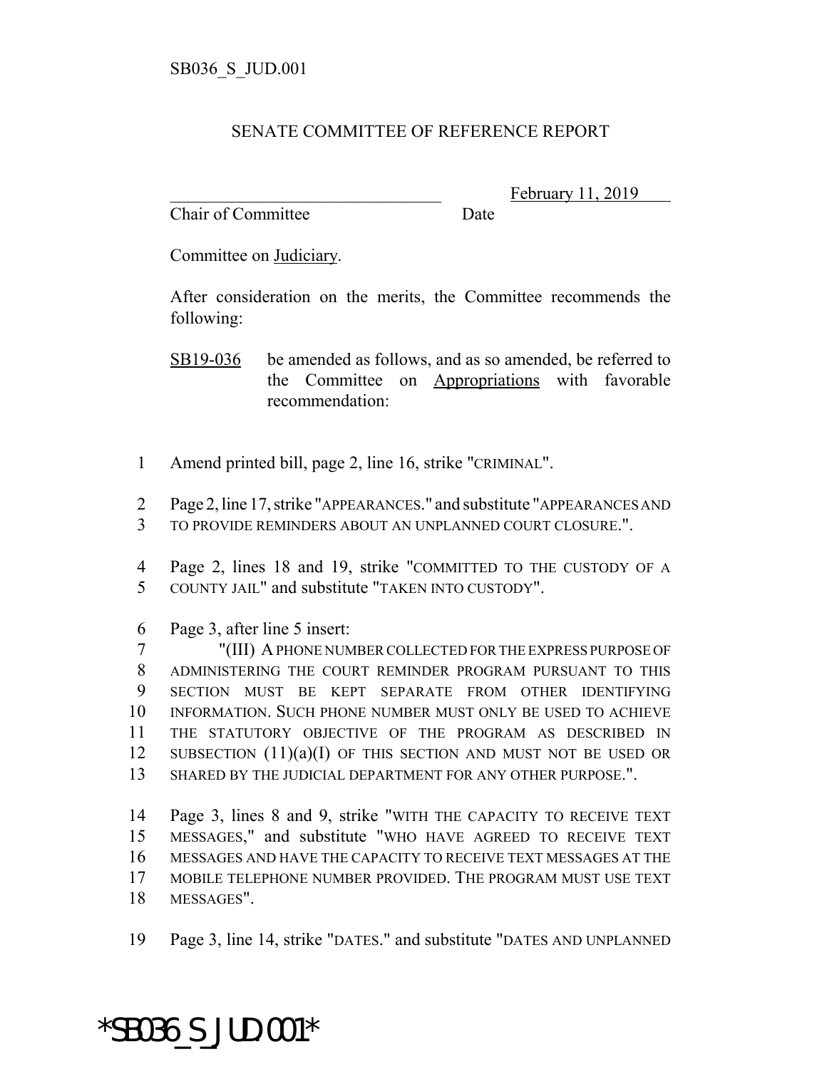SB036_S_JUD.001

SENATE COMMITTEE OF REFERENCE REPORT

________________________________ February 11, 2019
Chair of Committee Date

Committee on Judiciary.

After consideration on the merits, the Committee recommends the following:

SB19-036 be amended as follows, and as so amended, be referred to the Committee on Appropriations with favorable recommendation:

1 Amend printed bill, page 2, line 16, strike "CRIMINAL".

2 Page 2, line 17, strike "APPEARANCES." and substitute "APPEARANCES AND
3 TO PROVIDE REMINDERS ABOUT AN UNPLANNED COURT CLOSURE.".

4 Page 2, lines 18 and 19, strike "COMMITTED TO THE CUSTODY OF A
5 COUNTY JAIL" and substitute "TAKEN INTO CUSTODY".

6 Page 3, after line 5 insert:
7 "(III) A PHONE NUMBER COLLECTED FOR THE EXPRESS PURPOSE OF
8 ADMINISTERING THE COURT REMINDER PROGRAM PURSUANT TO THIS
9 SECTION MUST BE KEPT SEPARATE FROM OTHER IDENTIFYING
10 INFORMATION. SUCH PHONE NUMBER MUST ONLY BE USED TO ACHIEVE
11 THE STATUTORY OBJECTIVE OF THE PROGRAM AS DESCRIBED IN
12 SUBSECTION (11)(a)(I) OF THIS SECTION AND MUST NOT BE USED OR
13 SHARED BY THE JUDICIAL DEPARTMENT FOR ANY OTHER PURPOSE.".

14 Page 3, lines 8 and 9, strike "WITH THE CAPACITY TO RECEIVE TEXT
15 MESSAGES," and substitute "WHO HAVE AGREED TO RECEIVE TEXT
16 MESSAGES AND HAVE THE CAPACITY TO RECEIVE TEXT MESSAGES AT THE
17 MOBILE TELEPHONE NUMBER PROVIDED. THE PROGRAM MUST USE TEXT
18 MESSAGES".

19 Page 3, line 14, strike "DATES." and substitute "DATES AND UNPLANNED

*SB036_S_JUD.001*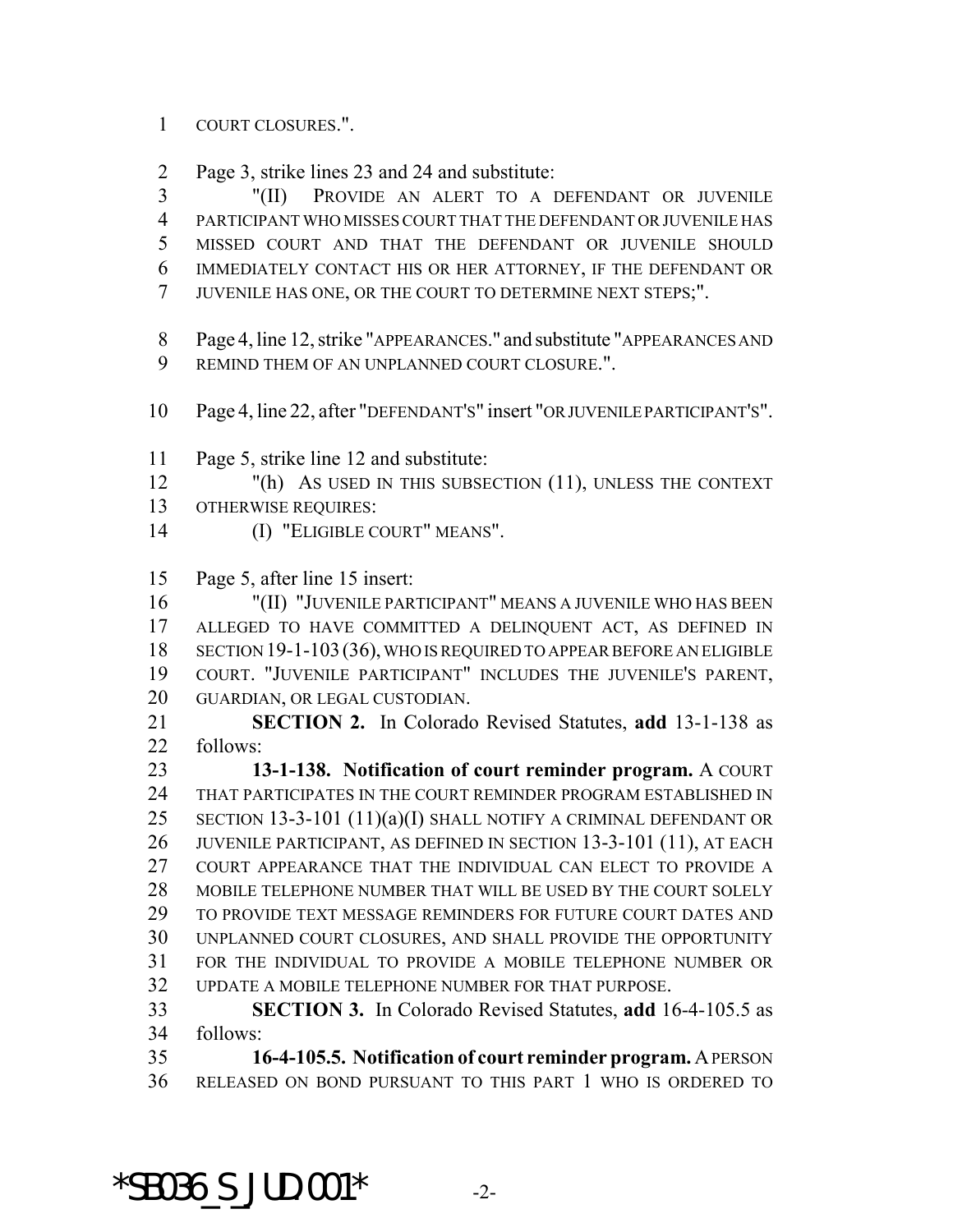COURT CLOSURES.".

Page 3, strike lines 23 and 24 and substitute:

"(II) PROVIDE AN ALERT TO A DEFENDANT OR JUVENILE PARTICIPANT WHO MISSES COURT THAT THE DEFENDANT OR JUVENILE HAS MISSED COURT AND THAT THE DEFENDANT OR JUVENILE SHOULD IMMEDIATELY CONTACT HIS OR HER ATTORNEY, IF THE DEFENDANT OR JUVENILE HAS ONE, OR THE COURT TO DETERMINE NEXT STEPS;".

Page 4, line 12, strike "APPEARANCES." and substitute "APPEARANCES AND REMIND THEM OF AN UNPLANNED COURT CLOSURE.".

Page 4, line 22, after "DEFENDANT'S" insert "OR JUVENILE PARTICIPANT'S".

Page 5, strike line 12 and substitute:

"(h) AS USED IN THIS SUBSECTION (11), UNLESS THE CONTEXT OTHERWISE REQUIRES:

(I) "ELIGIBLE COURT" MEANS".

Page 5, after line 15 insert:

"(II) "JUVENILE PARTICIPANT" MEANS A JUVENILE WHO HAS BEEN ALLEGED TO HAVE COMMITTED A DELINQUENT ACT, AS DEFINED IN SECTION 19-1-103 (36), WHO IS REQUIRED TO APPEAR BEFORE AN ELIGIBLE COURT. "JUVENILE PARTICIPANT" INCLUDES THE JUVENILE'S PARENT, GUARDIAN, OR LEGAL CUSTODIAN.

**SECTION 2.** In Colorado Revised Statutes, **add** 13-1-138 as follows:

**13-1-138. Notification of court reminder program.** A COURT THAT PARTICIPATES IN THE COURT REMINDER PROGRAM ESTABLISHED IN SECTION 13-3-101 (11)(a)(I) SHALL NOTIFY A CRIMINAL DEFENDANT OR JUVENILE PARTICIPANT, AS DEFINED IN SECTION 13-3-101 (11), AT EACH COURT APPEARANCE THAT THE INDIVIDUAL CAN ELECT TO PROVIDE A MOBILE TELEPHONE NUMBER THAT WILL BE USED BY THE COURT SOLELY TO PROVIDE TEXT MESSAGE REMINDERS FOR FUTURE COURT DATES AND UNPLANNED COURT CLOSURES, AND SHALL PROVIDE THE OPPORTUNITY FOR THE INDIVIDUAL TO PROVIDE A MOBILE TELEPHONE NUMBER OR UPDATE A MOBILE TELEPHONE NUMBER FOR THAT PURPOSE.

**SECTION 3.** In Colorado Revised Statutes, **add** 16-4-105.5 as follows:

**16-4-105.5. Notification of court reminder program.** A PERSON RELEASED ON BOND PURSUANT TO THIS PART 1 WHO IS ORDERED TO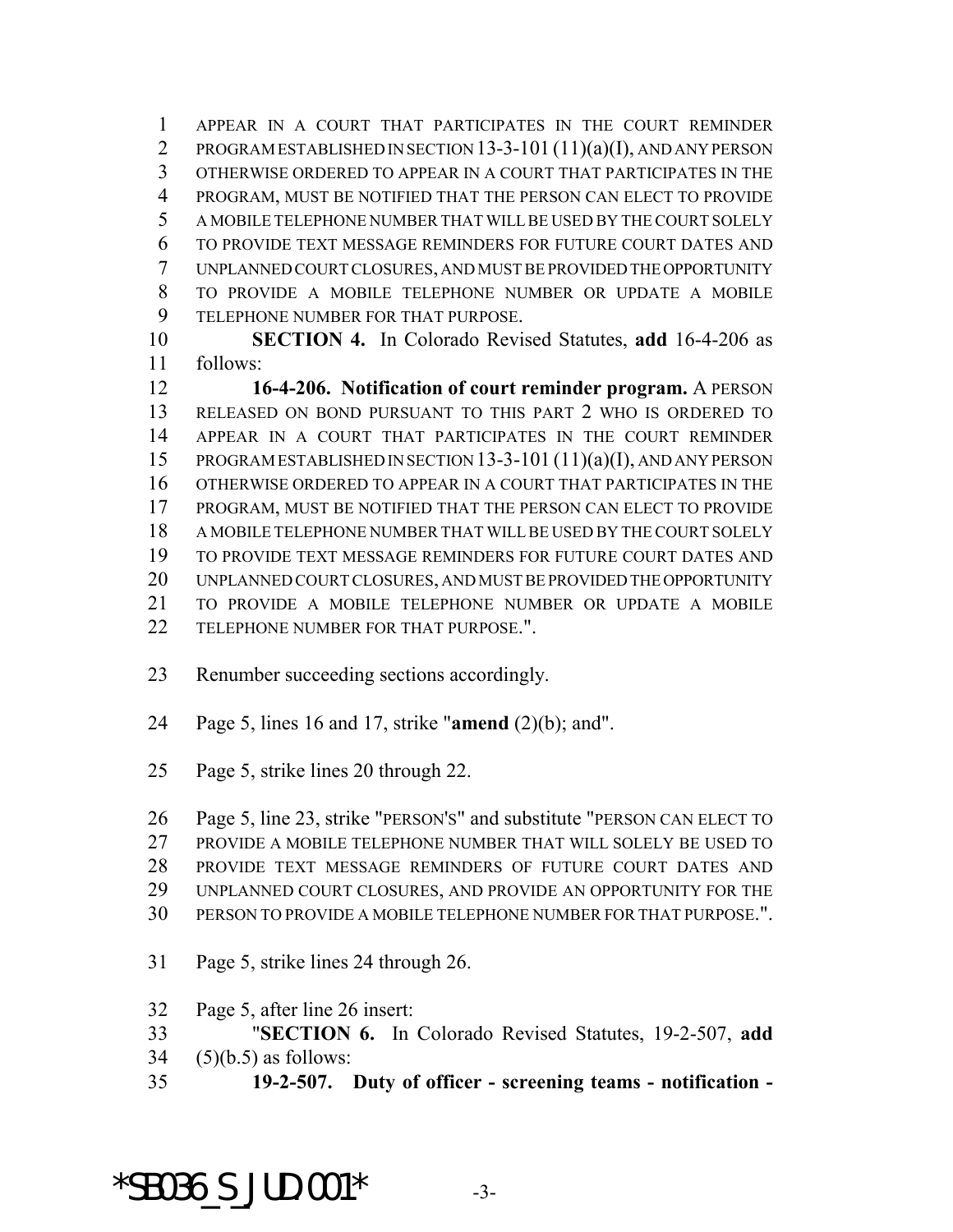APPEAR IN A COURT THAT PARTICIPATES IN THE COURT REMINDER PROGRAM ESTABLISHED IN SECTION 13-3-101 (11)(a)(I), AND ANY PERSON OTHERWISE ORDERED TO APPEAR IN A COURT THAT PARTICIPATES IN THE PROGRAM, MUST BE NOTIFIED THAT THE PERSON CAN ELECT TO PROVIDE A MOBILE TELEPHONE NUMBER THAT WILL BE USED BY THE COURT SOLELY TO PROVIDE TEXT MESSAGE REMINDERS FOR FUTURE COURT DATES AND UNPLANNED COURT CLOSURES, AND MUST BE PROVIDED THE OPPORTUNITY TO PROVIDE A MOBILE TELEPHONE NUMBER OR UPDATE A MOBILE TELEPHONE NUMBER FOR THAT PURPOSE.

**SECTION 4.** In Colorado Revised Statutes, **add** 16-4-206 as follows:

**16-4-206. Notification of court reminder program.** A PERSON RELEASED ON BOND PURSUANT TO THIS PART 2 WHO IS ORDERED TO APPEAR IN A COURT THAT PARTICIPATES IN THE COURT REMINDER PROGRAM ESTABLISHED IN SECTION 13-3-101 (11)(a)(I), AND ANY PERSON OTHERWISE ORDERED TO APPEAR IN A COURT THAT PARTICIPATES IN THE PROGRAM, MUST BE NOTIFIED THAT THE PERSON CAN ELECT TO PROVIDE A MOBILE TELEPHONE NUMBER THAT WILL BE USED BY THE COURT SOLELY TO PROVIDE TEXT MESSAGE REMINDERS FOR FUTURE COURT DATES AND UNPLANNED COURT CLOSURES, AND MUST BE PROVIDED THE OPPORTUNITY TO PROVIDE A MOBILE TELEPHONE NUMBER OR UPDATE A MOBILE TELEPHONE NUMBER FOR THAT PURPOSE.".

Renumber succeeding sections accordingly.

Page 5, lines 16 and 17, strike "**amend** (2)(b); and".

Page 5, strike lines 20 through 22.

Page 5, line 23, strike "PERSON'S" and substitute "PERSON CAN ELECT TO PROVIDE A MOBILE TELEPHONE NUMBER THAT WILL SOLELY BE USED TO PROVIDE TEXT MESSAGE REMINDERS OF FUTURE COURT DATES AND UNPLANNED COURT CLOSURES, AND PROVIDE AN OPPORTUNITY FOR THE PERSON TO PROVIDE A MOBILE TELEPHONE NUMBER FOR THAT PURPOSE.".

Page 5, strike lines 24 through 26.

Page 5, after line 26 insert:

"**SECTION 6.** In Colorado Revised Statutes, 19-2-507, **add** (5)(b.5) as follows:

**19-2-507. Duty of officer - screening teams - notification -**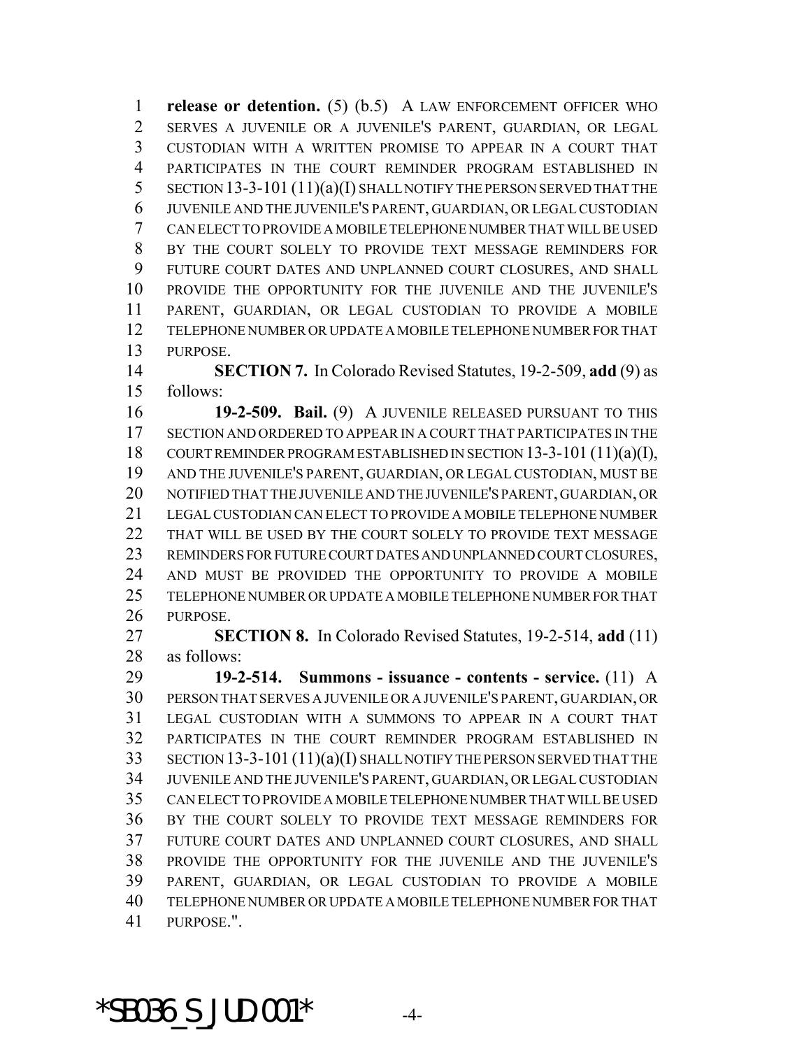**release or detention.** (5) (b.5) A LAW ENFORCEMENT OFFICER WHO SERVES A JUVENILE OR A JUVENILE'S PARENT, GUARDIAN, OR LEGAL CUSTODIAN WITH A WRITTEN PROMISE TO APPEAR IN A COURT THAT PARTICIPATES IN THE COURT REMINDER PROGRAM ESTABLISHED IN SECTION 13-3-101 (11)(a)(I) SHALL NOTIFY THE PERSON SERVED THAT THE JUVENILE AND THE JUVENILE'S PARENT, GUARDIAN, OR LEGAL CUSTODIAN CAN ELECT TO PROVIDE A MOBILE TELEPHONE NUMBER THAT WILL BE USED BY THE COURT SOLELY TO PROVIDE TEXT MESSAGE REMINDERS FOR FUTURE COURT DATES AND UNPLANNED COURT CLOSURES, AND SHALL PROVIDE THE OPPORTUNITY FOR THE JUVENILE AND THE JUVENILE'S PARENT, GUARDIAN, OR LEGAL CUSTODIAN TO PROVIDE A MOBILE TELEPHONE NUMBER OR UPDATE A MOBILE TELEPHONE NUMBER FOR THAT PURPOSE.

**SECTION 7.** In Colorado Revised Statutes, 19-2-509, **add** (9) as follows:

**19-2-509. Bail.** (9) A JUVENILE RELEASED PURSUANT TO THIS SECTION AND ORDERED TO APPEAR IN A COURT THAT PARTICIPATES IN THE COURT REMINDER PROGRAM ESTABLISHED IN SECTION 13-3-101 (11)(a)(I), AND THE JUVENILE'S PARENT, GUARDIAN, OR LEGAL CUSTODIAN, MUST BE NOTIFIED THAT THE JUVENILE AND THE JUVENILE'S PARENT, GUARDIAN, OR LEGAL CUSTODIAN CAN ELECT TO PROVIDE A MOBILE TELEPHONE NUMBER THAT WILL BE USED BY THE COURT SOLELY TO PROVIDE TEXT MESSAGE REMINDERS FOR FUTURE COURT DATES AND UNPLANNED COURT CLOSURES, AND MUST BE PROVIDED THE OPPORTUNITY TO PROVIDE A MOBILE TELEPHONE NUMBER OR UPDATE A MOBILE TELEPHONE NUMBER FOR THAT PURPOSE.

**SECTION 8.** In Colorado Revised Statutes, 19-2-514, **add** (11) as follows:

**19-2-514. Summons - issuance - contents - service.** (11) A PERSON THAT SERVES A JUVENILE OR A JUVENILE'S PARENT, GUARDIAN, OR LEGAL CUSTODIAN WITH A SUMMONS TO APPEAR IN A COURT THAT PARTICIPATES IN THE COURT REMINDER PROGRAM ESTABLISHED IN SECTION 13-3-101 (11)(a)(I) SHALL NOTIFY THE PERSON SERVED THAT THE JUVENILE AND THE JUVENILE'S PARENT, GUARDIAN, OR LEGAL CUSTODIAN CAN ELECT TO PROVIDE A MOBILE TELEPHONE NUMBER THAT WILL BE USED BY THE COURT SOLELY TO PROVIDE TEXT MESSAGE REMINDERS FOR FUTURE COURT DATES AND UNPLANNED COURT CLOSURES, AND SHALL PROVIDE THE OPPORTUNITY FOR THE JUVENILE AND THE JUVENILE'S PARENT, GUARDIAN, OR LEGAL CUSTODIAN TO PROVIDE A MOBILE TELEPHONE NUMBER OR UPDATE A MOBILE TELEPHONE NUMBER FOR THAT PURPOSE.".

*SB036_S_JUD.001*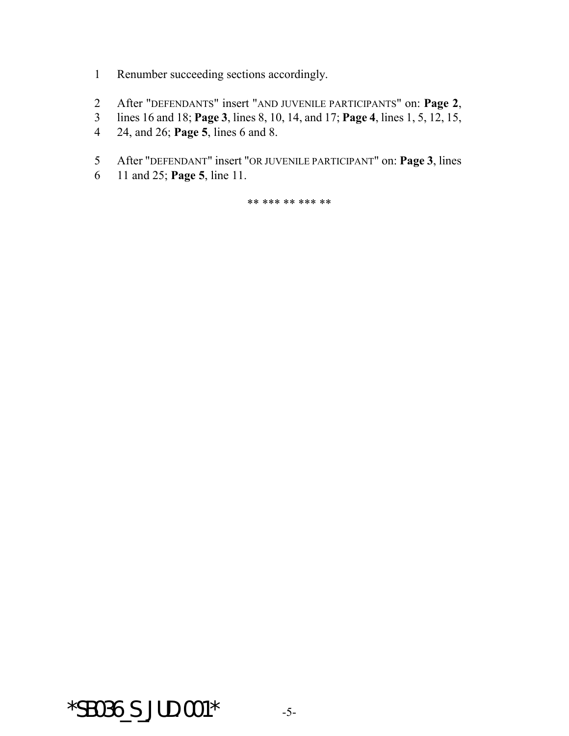Renumber succeeding sections accordingly.

After "DEFENDANTS" insert "AND JUVENILE PARTICIPANTS" on: **Page 2**, lines 16 and 18; **Page 3**, lines 8, 10, 14, and 17; **Page 4**, lines 1, 5, 12, 15, 24, and 26; **Page 5**, lines 6 and 8.

After "DEFENDANT" insert "OR JUVENILE PARTICIPANT" on: **Page 3**, lines 11 and 25; **Page 5**, line 11.

** *** ** *** **

*SB036_S_JUD.001*